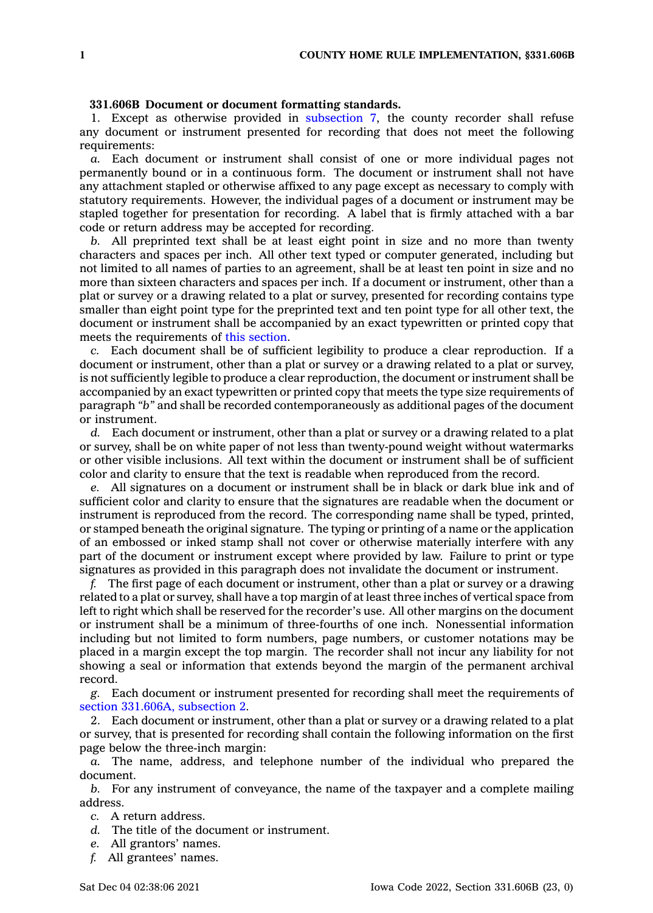**331.606B Document or document formatting standards.**

1. Except as otherwise provided in subsection 7, the county recorder shall refuse any document or instrument presented for recording that does not meet the following requirements:

*a.* Each document or instrument shall consist of one or more individual pages not permanently bound or in a continuous form. The document or instrument shall not have any attachment stapled or otherwise affixed to any page except as necessary to comply with statutory requirements. However, the individual pages of a document or instrument may be stapled together for presentation for recording. A label that is firmly attached with a bar code or return address may be accepted for recording.

*b.* All preprinted text shall be at least eight point in size and no more than twenty characters and spaces per inch. All other text typed or computer generated, including but not limited to all names of parties to an agreement, shall be at least ten point in size and no more than sixteen characters and spaces per inch. If a document or instrument, other than a plat or survey or a drawing related to a plat or survey, presented for recording contains type smaller than eight point type for the preprinted text and ten point type for all other text, the document or instrument shall be accompanied by an exact typewritten or printed copy that meets the requirements of this section.

*c.* Each document shall be of sufficient legibility to produce a clear reproduction. If a document or instrument, other than a plat or survey or a drawing related to a plat or survey, is not sufficiently legible to produce a clear reproduction, the document or instrument shall be accompanied by an exact typewritten or printed copy that meets the type size requirements of paragraph *"b"* and shall be recorded contemporaneously as additional pages of the document or instrument.

*d.* Each document or instrument, other than a plat or survey or a drawing related to a plat or survey, shall be on white paper of not less than twenty-pound weight without watermarks or other visible inclusions. All text within the document or instrument shall be of sufficient color and clarity to ensure that the text is readable when reproduced from the record.

*e.* All signatures on a document or instrument shall be in black or dark blue ink and of sufficient color and clarity to ensure that the signatures are readable when the document or instrument is reproduced from the record. The corresponding name shall be typed, printed, or stamped beneath the original signature. The typing or printing of a name or the application of an embossed or inked stamp shall not cover or otherwise materially interfere with any part of the document or instrument except where provided by law. Failure to print or type signatures as provided in this paragraph does not invalidate the document or instrument.

*f.* The first page of each document or instrument, other than a plat or survey or a drawing related to a plat or survey, shall have a top margin of at least three inches of vertical space from left to right which shall be reserved for the recorder's use. All other margins on the document or instrument shall be a minimum of three-fourths of one inch. Nonessential information including but not limited to form numbers, page numbers, or customer notations may be placed in a margin except the top margin. The recorder shall not incur any liability for not showing a seal or information that extends beyond the margin of the permanent archival record.

*g.* Each document or instrument presented for recording shall meet the requirements of section 331.606A, subsection 2.

2. Each document or instrument, other than a plat or survey or a drawing related to a plat or survey, that is presented for recording shall contain the following information on the first page below the three-inch margin:

*a.* The name, address, and telephone number of the individual who prepared the document.

*b.* For any instrument of conveyance, the name of the taxpayer and a complete mailing address.

*c.* A return address.

*d.* The title of the document or instrument.

*e.* All grantors' names.

*f.* All grantees' names.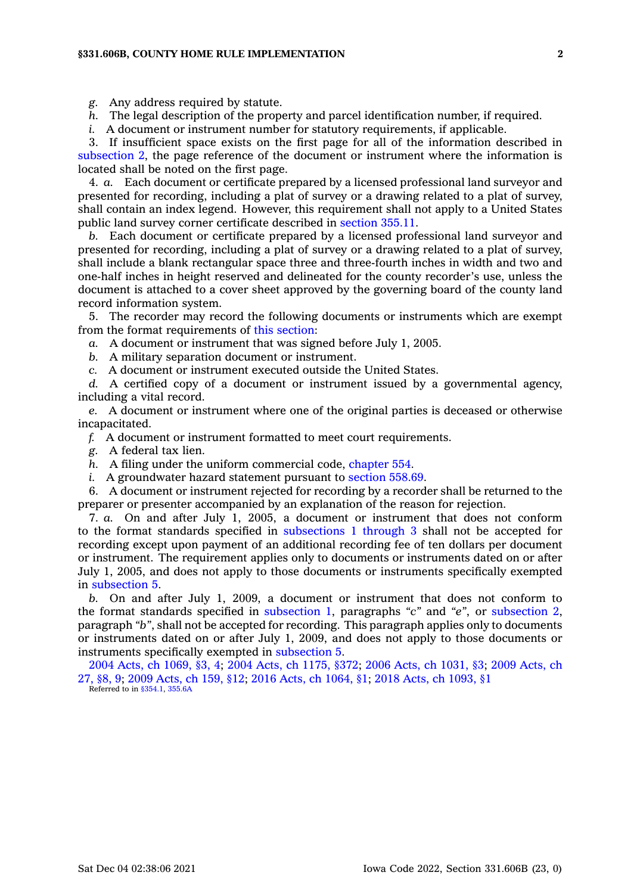*g.* Any address required by statute.

*h.* The legal description of the property and parcel identification number, if required.

*i.* A document or instrument number for statutory requirements, if applicable.

3. If insufficient space exists on the first page for all of the information described in subsection 2, the page reference of the document or instrument where the information is located shall be noted on the first page.

4. *a.* Each document or certificate prepared by a licensed professional land surveyor and presented for recording, including a plat of survey or a drawing related to a plat of survey, shall contain an index legend. However, this requirement shall not apply to a United States public land survey corner certificate described in section 355.11.

*b.* Each document or certificate prepared by a licensed professional land surveyor and presented for recording, including a plat of survey or a drawing related to a plat of survey, shall include a blank rectangular space three and three-fourth inches in width and two and one-half inches in height reserved and delineated for the county recorder's use, unless the document is attached to a cover sheet approved by the governing board of the county land record information system.

5. The recorder may record the following documents or instruments which are exempt from the format requirements of this section:

*a.* A document or instrument that was signed before July 1, 2005.

*b.* A military separation document or instrument.

*c.* A document or instrument executed outside the United States.

*d.* A certified copy of a document or instrument issued by a governmental agency, including a vital record.

*e.* A document or instrument where one of the original parties is deceased or otherwise incapacitated.

*f.* A document or instrument formatted to meet court requirements.

*g.* A federal tax lien.

*h.* A filing under the uniform commercial code, chapter 554.

*i.* A groundwater hazard statement pursuant to section 558.69.

6. A document or instrument rejected for recording by a recorder shall be returned to the preparer or presenter accompanied by an explanation of the reason for rejection.

7. *a.* On and after July 1, 2005, a document or instrument that does not conform to the format standards specified in subsections 1 through 3 shall not be accepted for recording except upon payment of an additional recording fee of ten dollars per document or instrument. The requirement applies only to documents or instruments dated on or after July 1, 2005, and does not apply to those documents or instruments specifically exempted in subsection 5.

*b.* On and after July 1, 2009, a document or instrument that does not conform to the format standards specified in subsection 1, paragraphs "*c*" and "*e*", or subsection 2, paragraph "*b*", shall not be accepted for recording. This paragraph applies only to documents or instruments dated on or after July 1, 2009, and does not apply to those documents or instruments specifically exempted in subsection 5.

2004 Acts, ch 1069, §3, 4; 2004 Acts, ch 1175, §372; 2006 Acts, ch 1031, §3; 2009 Acts, ch 27, §8, 9; 2009 Acts, ch 159, §12; 2016 Acts, ch 1064, §1; 2018 Acts, ch 1093, §1

Referred to in §354.1, 355.6A